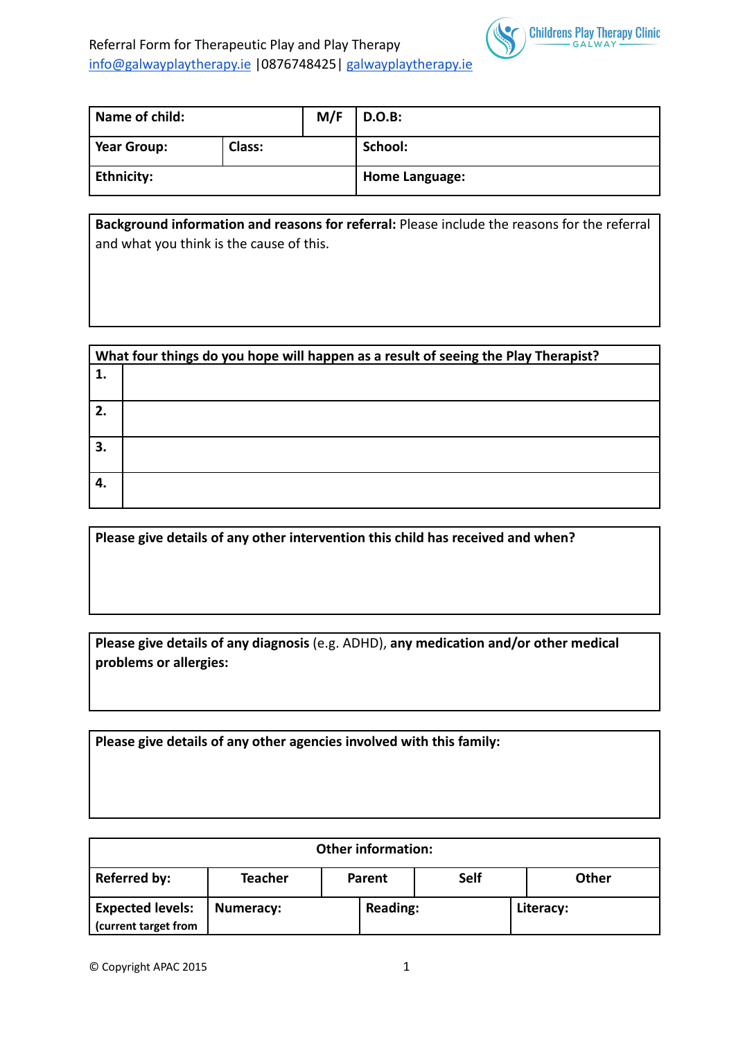Referral Form for Therapeutic Play and Play Therapy
info@galwayplaytherapy.ie |0876748425| galwayplaytherapy.ie

Childrens Play Therapy Clinic
GALWAY

| **Name of child:** | | **M/F** | **D.O.B:** |
|---|---|---|---|
| **Year Group:** | **Class:** | | **School:** |
| **Ethnicity:** | | | **Home Language:** |

**Background information and reasons for referral:** Please include the reasons for the referral and what you think is the cause of this.

| **What four things do you hope will happen as a result of seeing the Play Therapist?** | |
|---|---|
| **1.** | |
| **2.** | |
| **3.** | |
| **4.** | |

**Please give details of any other intervention this child has received and when?**

**Please give details of any diagnosis** (e.g. ADHD), **any medication and/or other medical problems or allergies:**

**Please give details of any other agencies involved with this family:**

| **Other information:** | | | | |
|---|---|---|---|---|
| **Referred by:** | **Teacher** | **Parent** | **Self** | **Other** |
| **Expected levels:** **(current target from** | **Numeracy:** | **Reading:** | **Literacy:** | |

© Copyright APAC 2015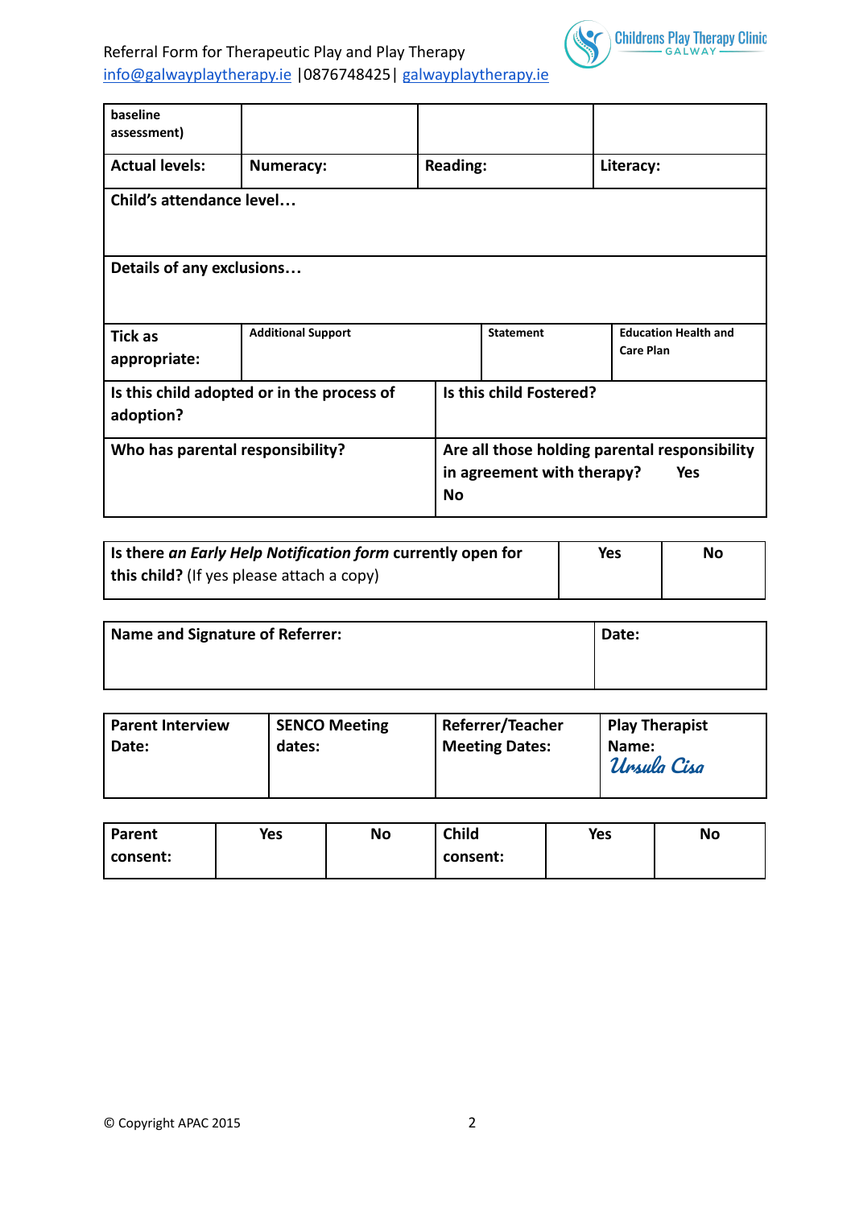Referral Form for Therapeutic Play and Play Therapy
info@galwayplaytherapy.ie |0876748425| galwayplaytherapy.ie

| | | | |
|---|---|---|---|
| **baseline assessment)** | | | |
| **Actual levels:** | **Numeracy:** | **Reading:** | **Literacy:** |
| **Child's attendance level…** | | | |
| **Details of any exclusions…** | | | |
| **Tick as appropriate:** | **Additional Support** | **Statement** | **Education Health and Care Plan** |
| **Is this child adopted or in the process of adoption?** | | **Is this child Fostered?** | |
| **Who has parental responsibility?** | | **Are all those holding parental responsibility in agreement with therapy? Yes No** | |

| | | |
|---|---|---|
| **Is there *an Early Help Notification form* currently open for this child?** (If yes please attach a copy) | **Yes** | **No** |

| | |
|---|---|
| **Name and Signature of Referrer:** | **Date:** |

| | | | |
|---|---|---|---|
| **Parent Interview Date:** | **SENCO Meeting dates:** | **Referrer/Teacher Meeting Dates:** | **Play Therapist Name:** Ursula Cisa |

| | | | | | |
|---|---|---|---|---|---|
| **Parent consent:** | **Yes** | **No** | **Child consent:** | **Yes** | **No** |

© Copyright APAC 2015